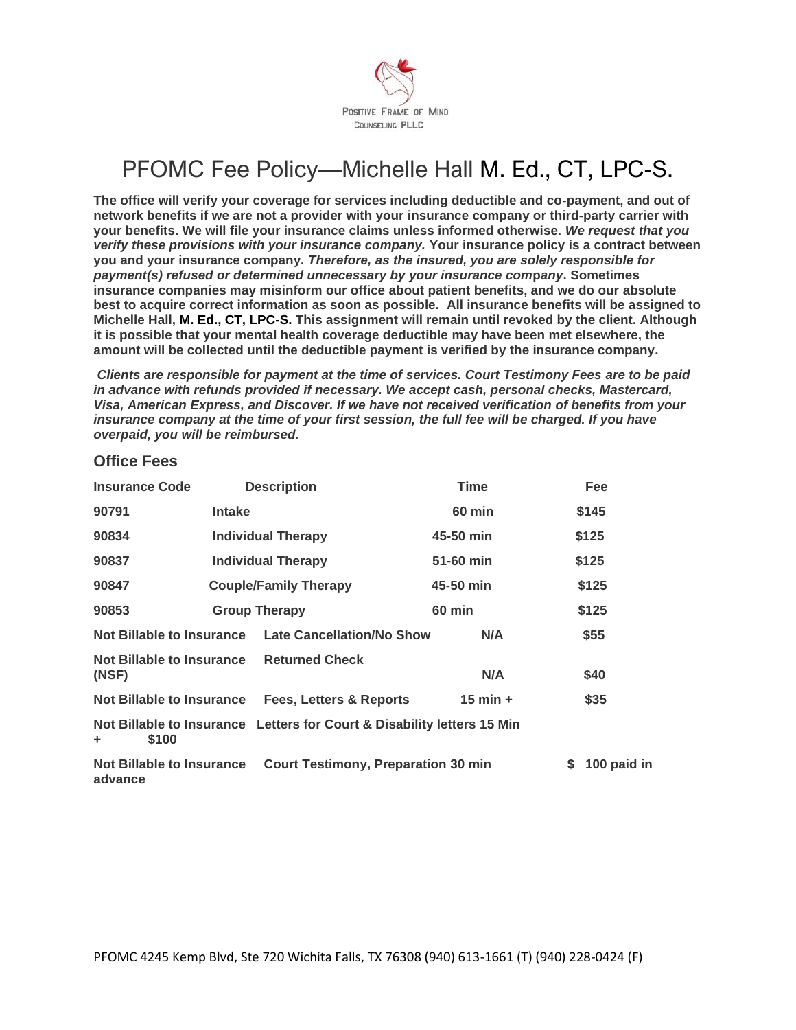Positive Frame of Mind
Counseling PLLC

# PFOMC Fee Policy—Michelle Hall M. Ed., CT, LPC-S.

**The office will verify your coverage for services including deductible and co-payment, and out of network benefits if we are not a provider with your insurance company or third-party carrier with your benefits. We will file your insurance claims unless informed otherwise. *We request that you verify these provisions with your insurance company.* Your insurance policy is a contract between you and your insurance company. *Therefore, as the insured, you are solely responsible for payment(s) refused or determined unnecessary by your insurance company*. Sometimes insurance companies may misinform our office about patient benefits, and we do our absolute best to acquire correct information as soon as possible. All insurance benefits will be assigned to Michelle Hall, M. Ed., CT, LPC-S. This assignment will remain until revoked by the client. Although it is possible that your mental health coverage deductible may have been met elsewhere, the amount will be collected until the deductible payment is verified by the insurance company.**

***Clients are responsible for payment at the time of services. Court Testimony Fees are to be paid in advance with refunds provided if necessary. We accept cash, personal checks, Mastercard, Visa, American Express, and Discover. If we have not received verification of benefits from your insurance company at the time of your first session, the full fee will be charged. If you have overpaid, you will be reimbursed.***

### Office Fees

| Insurance Code | Description | Time | Fee |
|---|---|---|---|
| 90791 | Intake | 60 min | $145 |
| 90834 | Individual Therapy | 45-50 min | $125 |
| 90837 | Individual Therapy | 51-60 min | $125 |
| 90847 | Couple/Family Therapy | 45-50 min | $125 |
| 90853 | Group Therapy | 60 min | $125 |
| Not Billable to Insurance | Late Cancellation/No Show | N/A | $55 |
| Not Billable to Insurance (NSF) | Returned Check | N/A | $40 |
| Not Billable to Insurance | Fees, Letters & Reports | 15 min + | $35 |
| Not Billable to Insurance | Letters for Court & Disability letters | 15 Min + | $100 |
| Not Billable to Insurance | Court Testimony, Preparation | 30 min | $ 100 paid in advance |

PFOMC 4245 Kemp Blvd, Ste 720 Wichita Falls, TX 76308 (940) 613-1661 (T) (940) 228-0424 (F)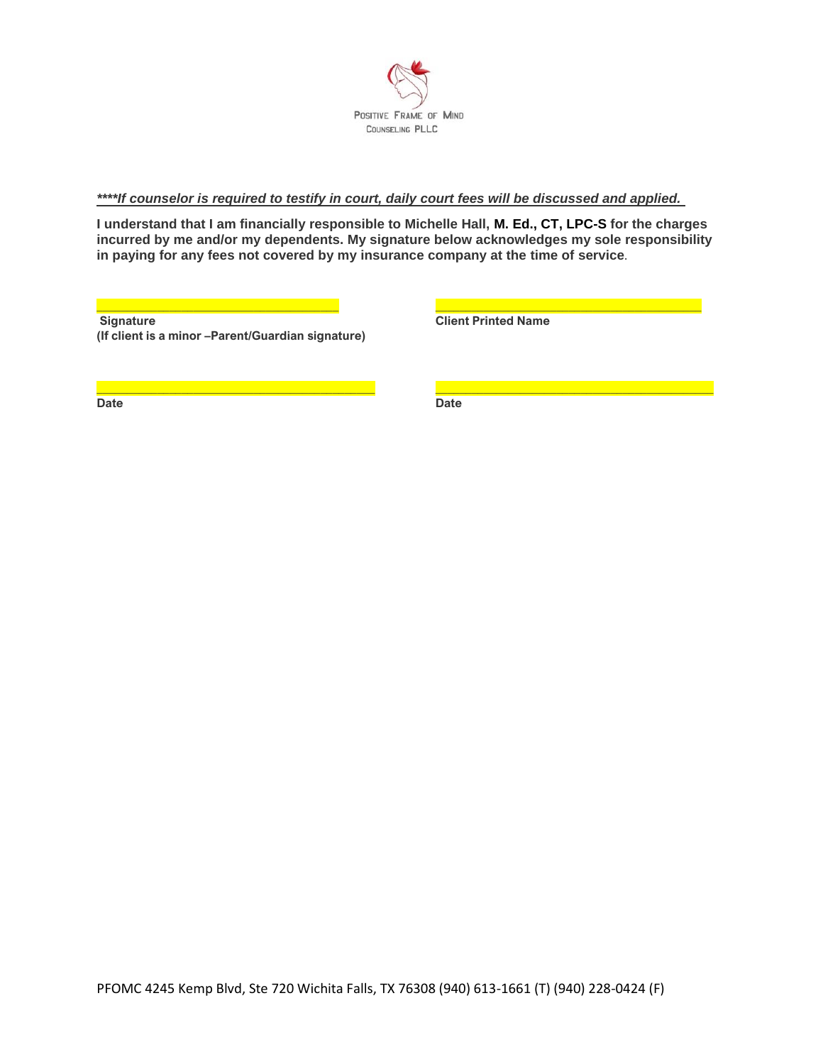POSITIVE FRAME OF MIND
COUNSELING PLLC

***\*If counselor is required to testify in court, daily court fees will be discussed and applied.***

**I understand that I am financially responsible to Michelle Hall, M. Ed., CT, LPC-S for the charges incurred by me and/or my dependents. My signature below acknowledges my sole responsibility in paying for any fees not covered by my insurance company at the time of service.**

| | |
|---|---|
| ______________________________ | ______________________________ |
| **Signature** | **Client Printed Name** |
| **(If client is a minor –Parent/Guardian signature)** | |
| ______________________________ | ______________________________ |
| **Date** | **Date** |

PFOMC 4245 Kemp Blvd, Ste 720 Wichita Falls, TX 76308 (940) 613-1661 (T) (940) 228-0424 (F)